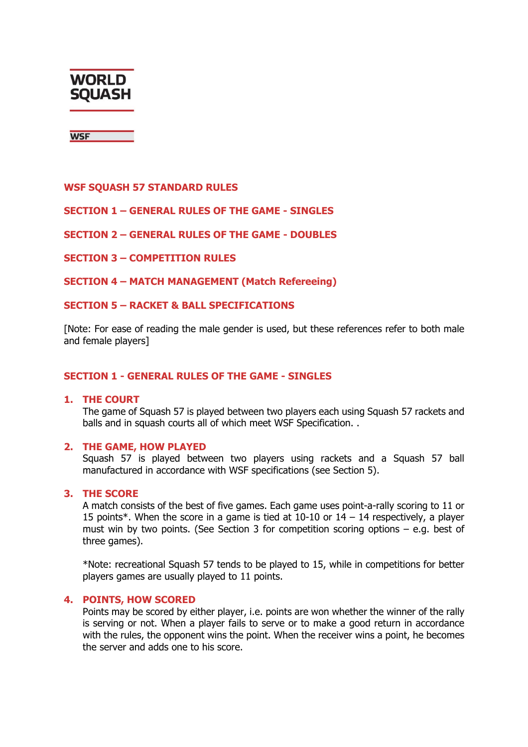WORLD SQUASH

WSF

# WSF SQUASH 57 STANDARD RULES

**SECTION 1 – GENERAL RULES OF THE GAME - SINGLES**

**SECTION 2 – GENERAL RULES OF THE GAME - DOUBLES**

**SECTION 3 – COMPETITION RULES**

**SECTION 4 – MATCH MANAGEMENT (Match Refereeing)**

**SECTION 5 – RACKET & BALL SPECIFICATIONS**

[Note: For ease of reading the male gender is used, but these references refer to both male and female players]

## SECTION 1 - GENERAL RULES OF THE GAME - SINGLES

### 1. THE COURT

The game of Squash 57 is played between two players each using Squash 57 rackets and balls and in squash courts all of which meet WSF Specification. .

### 2. THE GAME, HOW PLAYED

Squash 57 is played between two players using rackets and a Squash 57 ball manufactured in accordance with WSF specifications (see Section 5).

### 3. THE SCORE

A match consists of the best of five games. Each game uses point-a-rally scoring to 11 or 15 points*. When the score in a game is tied at 10-10 or 14 – 14 respectively, a player must win by two points. (See Section 3 for competition scoring options – e.g. best of three games).

*Note: recreational Squash 57 tends to be played to 15, while in competitions for better players games are usually played to 11 points.

### 4. POINTS, HOW SCORED

Points may be scored by either player, i.e. points are won whether the winner of the rally is serving or not. When a player fails to serve or to make a good return in accordance with the rules, the opponent wins the point. When the receiver wins a point, he becomes the server and adds one to his score.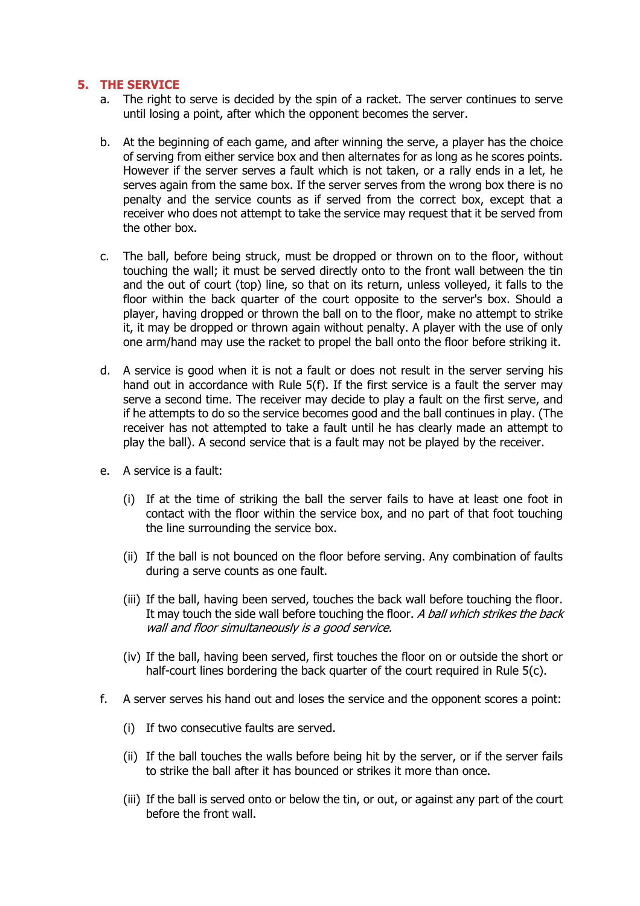## 5. THE SERVICE

a. The right to serve is decided by the spin of a racket. The server continues to serve until losing a point, after which the opponent becomes the server.

b. At the beginning of each game, and after winning the serve, a player has the choice of serving from either service box and then alternates for as long as he scores points. However if the server serves a fault which is not taken, or a rally ends in a let, he serves again from the same box. If the server serves from the wrong box there is no penalty and the service counts as if served from the correct box, except that a receiver who does not attempt to take the service may request that it be served from the other box.

c. The ball, before being struck, must be dropped or thrown on to the floor, without touching the wall; it must be served directly onto to the front wall between the tin and the out of court (top) line, so that on its return, unless volleyed, it falls to the floor within the back quarter of the court opposite to the server's box. Should a player, having dropped or thrown the ball on to the floor, make no attempt to strike it, it may be dropped or thrown again without penalty. A player with the use of only one arm/hand may use the racket to propel the ball onto the floor before striking it.

d. A service is good when it is not a fault or does not result in the server serving his hand out in accordance with Rule 5(f). If the first service is a fault the server may serve a second time. The receiver may decide to play a fault on the first serve, and if he attempts to do so the service becomes good and the ball continues in play. (The receiver has not attempted to take a fault until he has clearly made an attempt to play the ball). A second service that is a fault may not be played by the receiver.

e. A service is a fault:

   (i) If at the time of striking the ball the server fails to have at least one foot in contact with the floor within the service box, and no part of that foot touching the line surrounding the service box.

   (ii) If the ball is not bounced on the floor before serving. Any combination of faults during a serve counts as one fault.

   (iii) If the ball, having been served, touches the back wall before touching the floor. It may touch the side wall before touching the floor. *A ball which strikes the back wall and floor simultaneously is a good service.*

   (iv) If the ball, having been served, first touches the floor on or outside the short or half-court lines bordering the back quarter of the court required in Rule 5(c).

f. A server serves his hand out and loses the service and the opponent scores a point:

   (i) If two consecutive faults are served.

   (ii) If the ball touches the walls before being hit by the server, or if the server fails to strike the ball after it has bounced or strikes it more than once.

   (iii) If the ball is served onto or below the tin, or out, or against any part of the court before the front wall.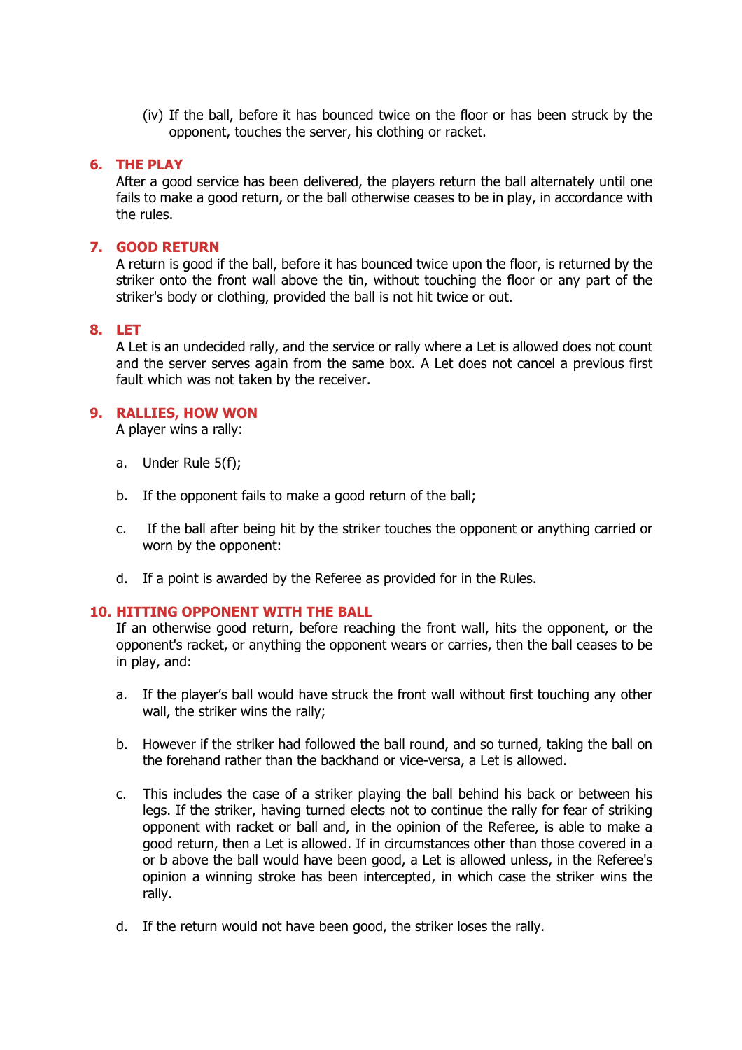(iv) If the ball, before it has bounced twice on the floor or has been struck by the opponent, touches the server, his clothing or racket.

## 6. THE PLAY

After a good service has been delivered, the players return the ball alternately until one fails to make a good return, or the ball otherwise ceases to be in play, in accordance with the rules.

## 7. GOOD RETURN

A return is good if the ball, before it has bounced twice upon the floor, is returned by the striker onto the front wall above the tin, without touching the floor or any part of the striker's body or clothing, provided the ball is not hit twice or out.

## 8. LET

A Let is an undecided rally, and the service or rally where a Let is allowed does not count and the server serves again from the same box. A Let does not cancel a previous first fault which was not taken by the receiver.

## 9. RALLIES, HOW WON

A player wins a rally:

a. Under Rule 5(f);

b. If the opponent fails to make a good return of the ball;

c. If the ball after being hit by the striker touches the opponent or anything carried or worn by the opponent:

d. If a point is awarded by the Referee as provided for in the Rules.

## 10. HITTING OPPONENT WITH THE BALL

If an otherwise good return, before reaching the front wall, hits the opponent, or the opponent's racket, or anything the opponent wears or carries, then the ball ceases to be in play, and:

a. If the player's ball would have struck the front wall without first touching any other wall, the striker wins the rally;

b. However if the striker had followed the ball round, and so turned, taking the ball on the forehand rather than the backhand or vice-versa, a Let is allowed.

c. This includes the case of a striker playing the ball behind his back or between his legs. If the striker, having turned elects not to continue the rally for fear of striking opponent with racket or ball and, in the opinion of the Referee, is able to make a good return, then a Let is allowed. If in circumstances other than those covered in a or b above the ball would have been good, a Let is allowed unless, in the Referee's opinion a winning stroke has been intercepted, in which case the striker wins the rally.

d. If the return would not have been good, the striker loses the rally.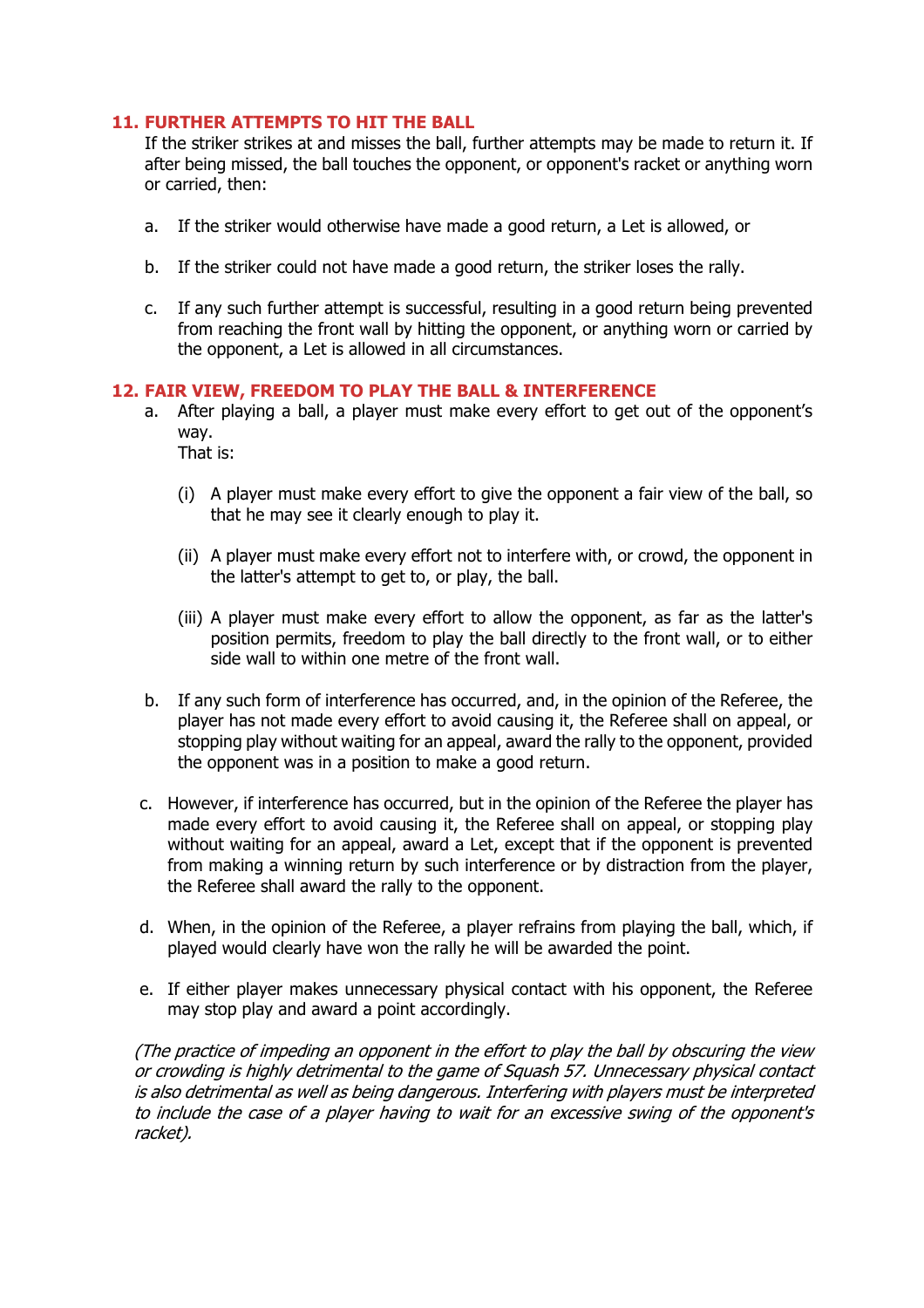## 11. FURTHER ATTEMPTS TO HIT THE BALL

If the striker strikes at and misses the ball, further attempts may be made to return it. If after being missed, the ball touches the opponent, or opponent's racket or anything worn or carried, then:

a. If the striker would otherwise have made a good return, a Let is allowed, or

b. If the striker could not have made a good return, the striker loses the rally.

c. If any such further attempt is successful, resulting in a good return being prevented from reaching the front wall by hitting the opponent, or anything worn or carried by the opponent, a Let is allowed in all circumstances.

## 12. FAIR VIEW, FREEDOM TO PLAY THE BALL & INTERFERENCE

a. After playing a ball, a player must make every effort to get out of the opponent's way.
That is:

   (i) A player must make every effort to give the opponent a fair view of the ball, so that he may see it clearly enough to play it.

   (ii) A player must make every effort not to interfere with, or crowd, the opponent in the latter's attempt to get to, or play, the ball.

   (iii) A player must make every effort to allow the opponent, as far as the latter's position permits, freedom to play the ball directly to the front wall, or to either side wall to within one metre of the front wall.

b. If any such form of interference has occurred, and, in the opinion of the Referee, the player has not made every effort to avoid causing it, the Referee shall on appeal, or stopping play without waiting for an appeal, award the rally to the opponent, provided the opponent was in a position to make a good return.

c. However, if interference has occurred, but in the opinion of the Referee the player has made every effort to avoid causing it, the Referee shall on appeal, or stopping play without waiting for an appeal, award a Let, except that if the opponent is prevented from making a winning return by such interference or by distraction from the player, the Referee shall award the rally to the opponent.

d. When, in the opinion of the Referee, a player refrains from playing the ball, which, if played would clearly have won the rally he will be awarded the point.

e. If either player makes unnecessary physical contact with his opponent, the Referee may stop play and award a point accordingly.

*(The practice of impeding an opponent in the effort to play the ball by obscuring the view or crowding is highly detrimental to the game of Squash 57. Unnecessary physical contact is also detrimental as well as being dangerous. Interfering with players must be interpreted to include the case of a player having to wait for an excessive swing of the opponent's racket).*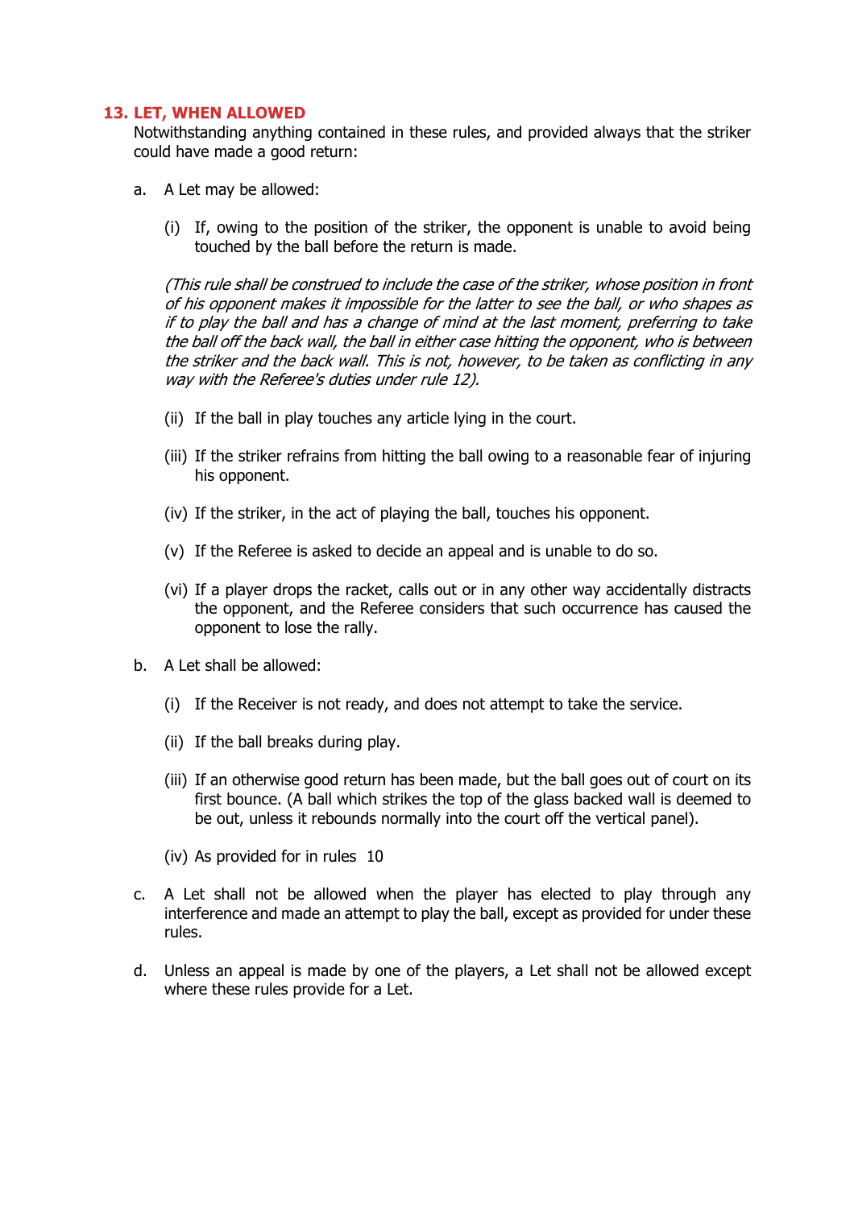## 13. LET, WHEN ALLOWED

Notwithstanding anything contained in these rules, and provided always that the striker could have made a good return:

a. A Let may be allowed:

(i) If, owing to the position of the striker, the opponent is unable to avoid being touched by the ball before the return is made.

*(This rule shall be construed to include the case of the striker, whose position in front of his opponent makes it impossible for the latter to see the ball, or who shapes as if to play the ball and has a change of mind at the last moment, preferring to take the ball off the back wall, the ball in either case hitting the opponent, who is between the striker and the back wall. This is not, however, to be taken as conflicting in any way with the Referee's duties under rule 12).*

(ii) If the ball in play touches any article lying in the court.

(iii) If the striker refrains from hitting the ball owing to a reasonable fear of injuring his opponent.

(iv) If the striker, in the act of playing the ball, touches his opponent.

(v) If the Referee is asked to decide an appeal and is unable to do so.

(vi) If a player drops the racket, calls out or in any other way accidentally distracts the opponent, and the Referee considers that such occurrence has caused the opponent to lose the rally.

b. A Let shall be allowed:

(i) If the Receiver is not ready, and does not attempt to take the service.

(ii) If the ball breaks during play.

(iii) If an otherwise good return has been made, but the ball goes out of court on its first bounce. (A ball which strikes the top of the glass backed wall is deemed to be out, unless it rebounds normally into the court off the vertical panel).

(iv) As provided for in rules 10

c. A Let shall not be allowed when the player has elected to play through any interference and made an attempt to play the ball, except as provided for under these rules.

d. Unless an appeal is made by one of the players, a Let shall not be allowed except where these rules provide for a Let.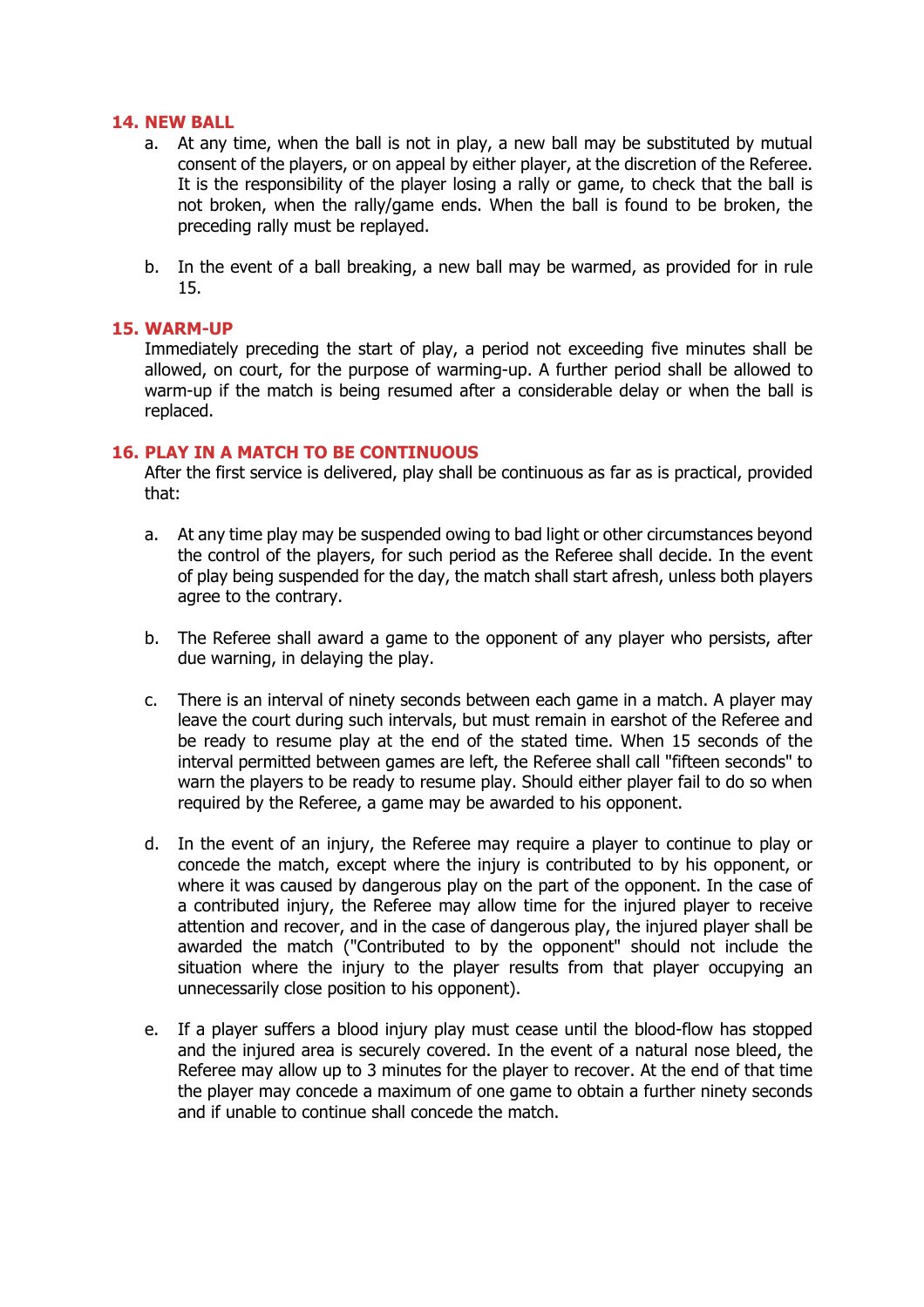## 14. NEW BALL

a. At any time, when the ball is not in play, a new ball may be substituted by mutual consent of the players, or on appeal by either player, at the discretion of the Referee. It is the responsibility of the player losing a rally or game, to check that the ball is not broken, when the rally/game ends. When the ball is found to be broken, the preceding rally must be replayed.

b. In the event of a ball breaking, a new ball may be warmed, as provided for in rule 15.

## 15. WARM-UP

Immediately preceding the start of play, a period not exceeding five minutes shall be allowed, on court, for the purpose of warming-up. A further period shall be allowed to warm-up if the match is being resumed after a considerable delay or when the ball is replaced.

## 16. PLAY IN A MATCH TO BE CONTINUOUS

After the first service is delivered, play shall be continuous as far as is practical, provided that:

a. At any time play may be suspended owing to bad light or other circumstances beyond the control of the players, for such period as the Referee shall decide. In the event of play being suspended for the day, the match shall start afresh, unless both players agree to the contrary.

b. The Referee shall award a game to the opponent of any player who persists, after due warning, in delaying the play.

c. There is an interval of ninety seconds between each game in a match. A player may leave the court during such intervals, but must remain in earshot of the Referee and be ready to resume play at the end of the stated time. When 15 seconds of the interval permitted between games are left, the Referee shall call "fifteen seconds" to warn the players to be ready to resume play. Should either player fail to do so when required by the Referee, a game may be awarded to his opponent.

d. In the event of an injury, the Referee may require a player to continue to play or concede the match, except where the injury is contributed to by his opponent, or where it was caused by dangerous play on the part of the opponent. In the case of a contributed injury, the Referee may allow time for the injured player to receive attention and recover, and in the case of dangerous play, the injured player shall be awarded the match ("Contributed to by the opponent" should not include the situation where the injury to the player results from that player occupying an unnecessarily close position to his opponent).

e. If a player suffers a blood injury play must cease until the blood-flow has stopped and the injured area is securely covered. In the event of a natural nose bleed, the Referee may allow up to 3 minutes for the player to recover. At the end of that time the player may concede a maximum of one game to obtain a further ninety seconds and if unable to continue shall concede the match.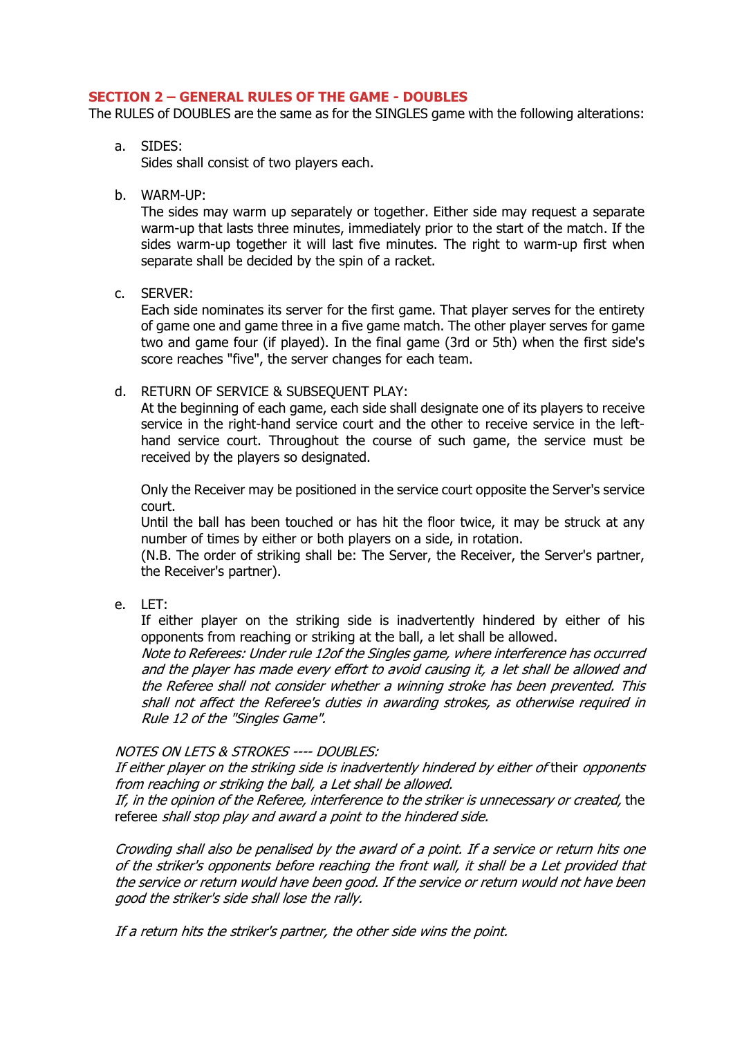## SECTION 2 – GENERAL RULES OF THE GAME - DOUBLES

The RULES of DOUBLES are the same as for the SINGLES game with the following alterations:

a. SIDES:
   Sides shall consist of two players each.

b. WARM-UP:
   The sides may warm up separately or together. Either side may request a separate warm-up that lasts three minutes, immediately prior to the start of the match. If the sides warm-up together it will last five minutes. The right to warm-up first when separate shall be decided by the spin of a racket.

c. SERVER:
   Each side nominates its server for the first game. That player serves for the entirety of game one and game three in a five game match. The other player serves for game two and game four (if played). In the final game (3rd or 5th) when the first side's score reaches "five", the server changes for each team.

d. RETURN OF SERVICE & SUBSEQUENT PLAY:
   At the beginning of each game, each side shall designate one of its players to receive service in the right-hand service court and the other to receive service in the left-hand service court. Throughout the course of such game, the service must be received by the players so designated.

   Only the Receiver may be positioned in the service court opposite the Server's service court.
   Until the ball has been touched or has hit the floor twice, it may be struck at any number of times by either or both players on a side, in rotation.
   (N.B. The order of striking shall be: The Server, the Receiver, the Server's partner, the Receiver's partner).

e. LET:
   If either player on the striking side is inadvertently hindered by either of his opponents from reaching or striking at the ball, a let shall be allowed.
   *Note to Referees: Under rule 12of the Singles game, where interference has occurred and the player has made every effort to avoid causing it, a let shall be allowed and the Referee shall not consider whether a winning stroke has been prevented. This shall not affect the Referee's duties in awarding strokes, as otherwise required in Rule 12 of the "Singles Game".*

*NOTES ON LETS & STROKES ---- DOUBLES:*
*If either player on the striking side is inadvertently hindered by either of* their *opponents from reaching or striking the ball, a Let shall be allowed.*
*If, in the opinion of the Referee, interference to the striker is unnecessary or created,* the referee *shall stop play and award a point to the hindered side.*

*Crowding shall also be penalised by the award of a point. If a service or return hits one of the striker's opponents before reaching the front wall, it shall be a Let provided that the service or return would have been good. If the service or return would not have been good the striker's side shall lose the rally.*

*If a return hits the striker's partner, the other side wins the point.*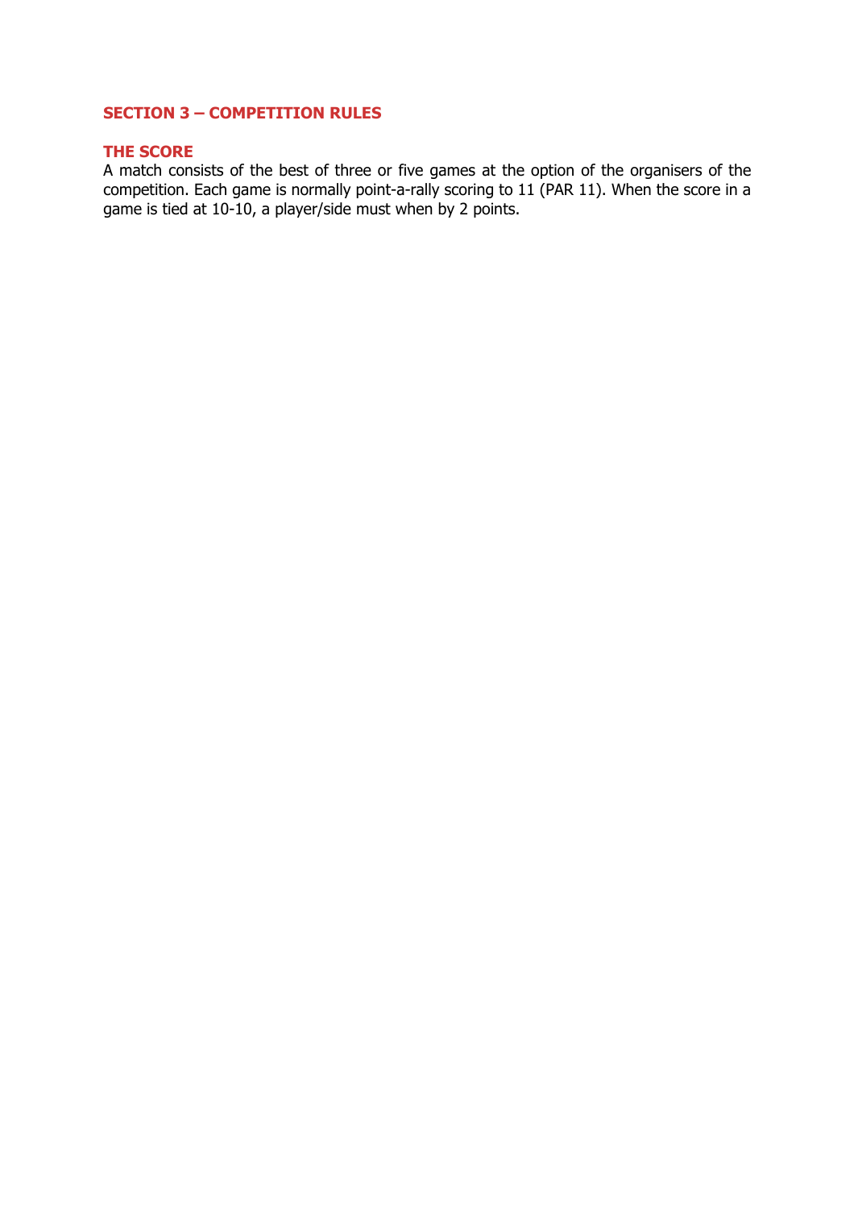## SECTION 3 – COMPETITION RULES

### THE SCORE

A match consists of the best of three or five games at the option of the organisers of the competition. Each game is normally point-a-rally scoring to 11 (PAR 11). When the score in a game is tied at 10-10, a player/side must when by 2 points.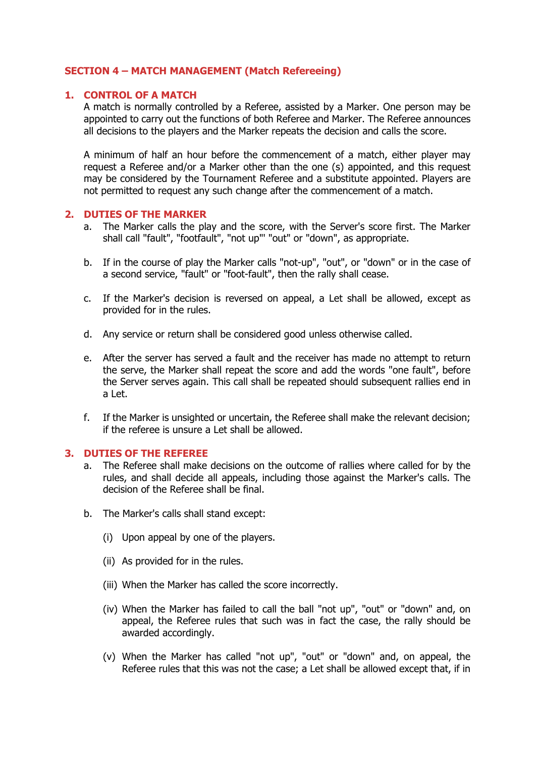## SECTION 4 – MATCH MANAGEMENT (Match Refereeing)

### 1. CONTROL OF A MATCH

A match is normally controlled by a Referee, assisted by a Marker. One person may be appointed to carry out the functions of both Referee and Marker. The Referee announces all decisions to the players and the Marker repeats the decision and calls the score.

A minimum of half an hour before the commencement of a match, either player may request a Referee and/or a Marker other than the one (s) appointed, and this request may be considered by the Tournament Referee and a substitute appointed. Players are not permitted to request any such change after the commencement of a match.

### 2. DUTIES OF THE MARKER

a. The Marker calls the play and the score, with the Server's score first. The Marker shall call "fault", "footfault", "not up"' "out" or "down", as appropriate.

b. If in the course of play the Marker calls "not-up", "out", or "down" or in the case of a second service, "fault" or "foot-fault", then the rally shall cease.

c. If the Marker's decision is reversed on appeal, a Let shall be allowed, except as provided for in the rules.

d. Any service or return shall be considered good unless otherwise called.

e. After the server has served a fault and the receiver has made no attempt to return the serve, the Marker shall repeat the score and add the words "one fault", before the Server serves again. This call shall be repeated should subsequent rallies end in a Let.

f. If the Marker is unsighted or uncertain, the Referee shall make the relevant decision; if the referee is unsure a Let shall be allowed.

### 3. DUTIES OF THE REFEREE

a. The Referee shall make decisions on the outcome of rallies where called for by the rules, and shall decide all appeals, including those against the Marker's calls. The decision of the Referee shall be final.

b. The Marker's calls shall stand except:

(i) Upon appeal by one of the players.

(ii) As provided for in the rules.

(iii) When the Marker has called the score incorrectly.

(iv) When the Marker has failed to call the ball "not up", "out" or "down" and, on appeal, the Referee rules that such was in fact the case, the rally should be awarded accordingly.

(v) When the Marker has called "not up", "out" or "down" and, on appeal, the Referee rules that this was not the case; a Let shall be allowed except that, if in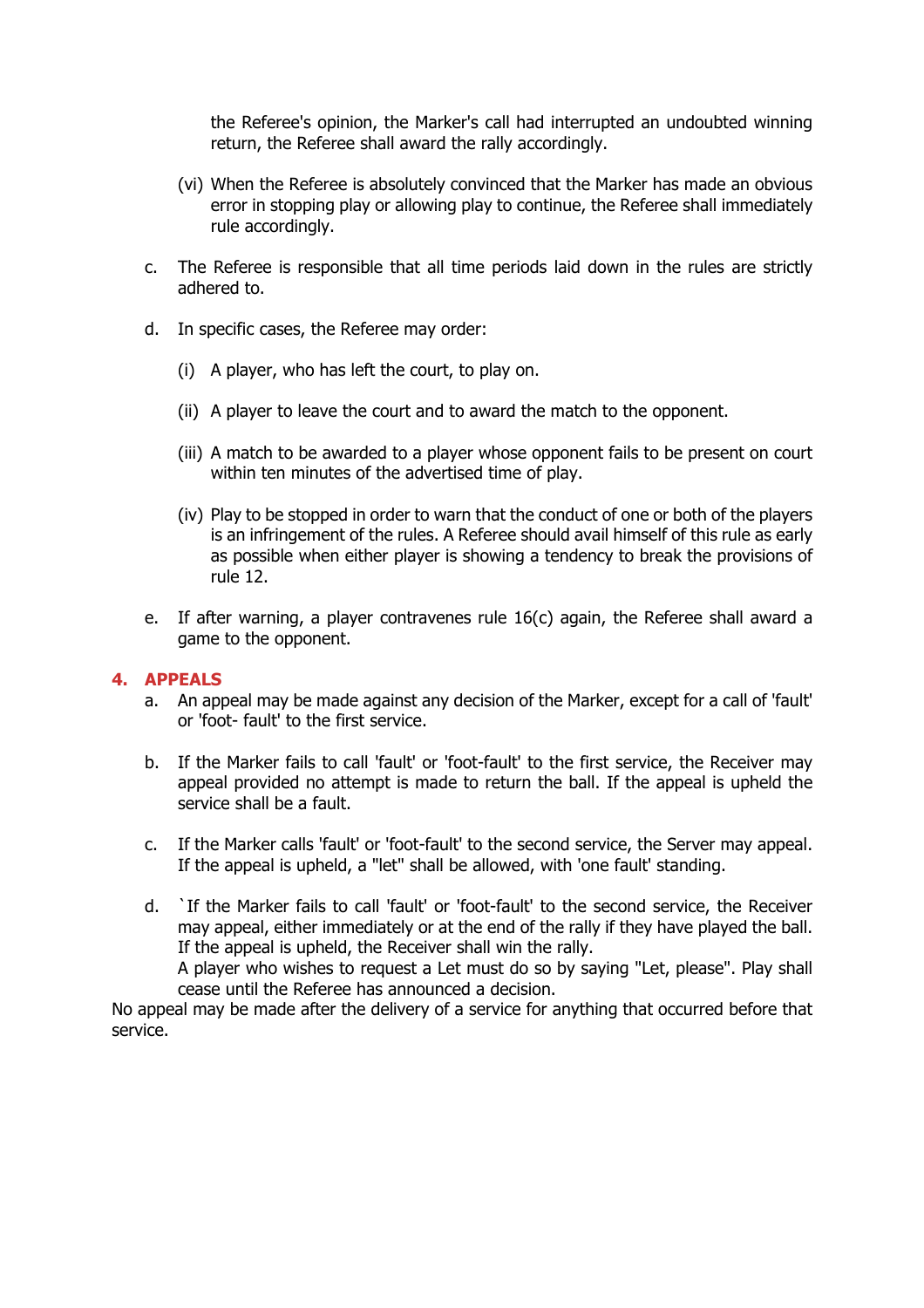the Referee's opinion, the Marker's call had interrupted an undoubted winning return, the Referee shall award the rally accordingly.

(vi) When the Referee is absolutely convinced that the Marker has made an obvious error in stopping play or allowing play to continue, the Referee shall immediately rule accordingly.

c. The Referee is responsible that all time periods laid down in the rules are strictly adhered to.

d. In specific cases, the Referee may order:

(i) A player, who has left the court, to play on.

(ii) A player to leave the court and to award the match to the opponent.

(iii) A match to be awarded to a player whose opponent fails to be present on court within ten minutes of the advertised time of play.

(iv) Play to be stopped in order to warn that the conduct of one or both of the players is an infringement of the rules. A Referee should avail himself of this rule as early as possible when either player is showing a tendency to break the provisions of rule 12.

e. If after warning, a player contravenes rule 16(c) again, the Referee shall award a game to the opponent.

## 4. APPEALS

a. An appeal may be made against any decision of the Marker, except for a call of 'fault' or 'foot- fault' to the first service.

b. If the Marker fails to call 'fault' or 'foot-fault' to the first service, the Receiver may appeal provided no attempt is made to return the ball. If the appeal is upheld the service shall be a fault.

c. If the Marker calls 'fault' or 'foot-fault' to the second service, the Server may appeal. If the appeal is upheld, a "let" shall be allowed, with 'one fault' standing.

d. `If the Marker fails to call 'fault' or 'foot-fault' to the second service, the Receiver may appeal, either immediately or at the end of the rally if they have played the ball. If the appeal is upheld, the Receiver shall win the rally.
A player who wishes to request a Let must do so by saying "Let, please". Play shall cease until the Referee has announced a decision.

No appeal may be made after the delivery of a service for anything that occurred before that service.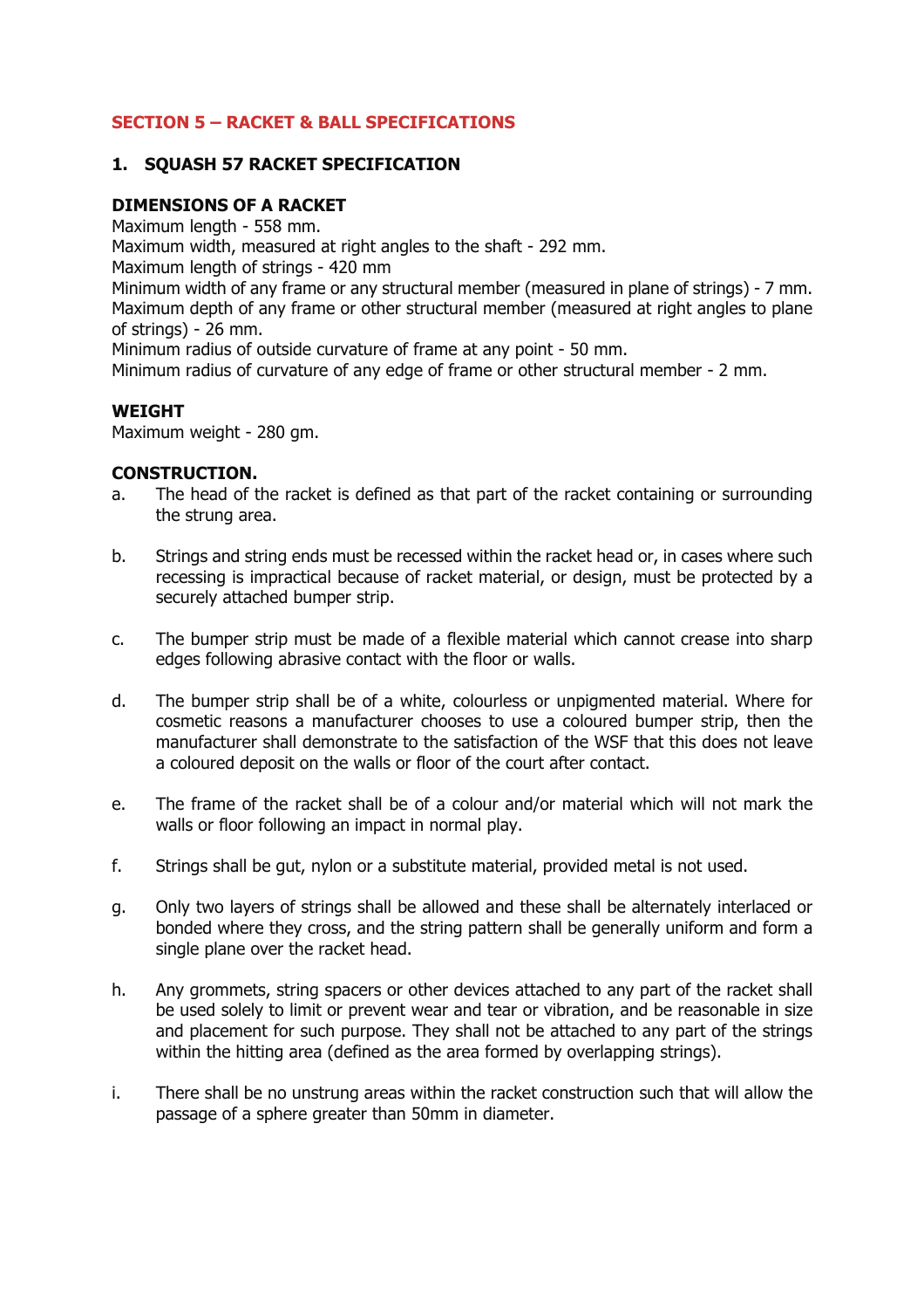## SECTION 5 – RACKET & BALL SPECIFICATIONS

### 1. SQUASH 57 RACKET SPECIFICATION

**DIMENSIONS OF A RACKET**

Maximum length - 558 mm.
Maximum width, measured at right angles to the shaft - 292 mm.
Maximum length of strings - 420 mm
Minimum width of any frame or any structural member (measured in plane of strings) - 7 mm.
Maximum depth of any frame or other structural member (measured at right angles to plane of strings) - 26 mm.
Minimum radius of outside curvature of frame at any point - 50 mm.
Minimum radius of curvature of any edge of frame or other structural member - 2 mm.

**WEIGHT**

Maximum weight - 280 gm.

**CONSTRUCTION.**

a. The head of the racket is defined as that part of the racket containing or surrounding the strung area.

b. Strings and string ends must be recessed within the racket head or, in cases where such recessing is impractical because of racket material, or design, must be protected by a securely attached bumper strip.

c. The bumper strip must be made of a flexible material which cannot crease into sharp edges following abrasive contact with the floor or walls.

d. The bumper strip shall be of a white, colourless or unpigmented material. Where for cosmetic reasons a manufacturer chooses to use a coloured bumper strip, then the manufacturer shall demonstrate to the satisfaction of the WSF that this does not leave a coloured deposit on the walls or floor of the court after contact.

e. The frame of the racket shall be of a colour and/or material which will not mark the walls or floor following an impact in normal play.

f. Strings shall be gut, nylon or a substitute material, provided metal is not used.

g. Only two layers of strings shall be allowed and these shall be alternately interlaced or bonded where they cross, and the string pattern shall be generally uniform and form a single plane over the racket head.

h. Any grommets, string spacers or other devices attached to any part of the racket shall be used solely to limit or prevent wear and tear or vibration, and be reasonable in size and placement for such purpose. They shall not be attached to any part of the strings within the hitting area (defined as the area formed by overlapping strings).

i. There shall be no unstrung areas within the racket construction such that will allow the passage of a sphere greater than 50mm in diameter.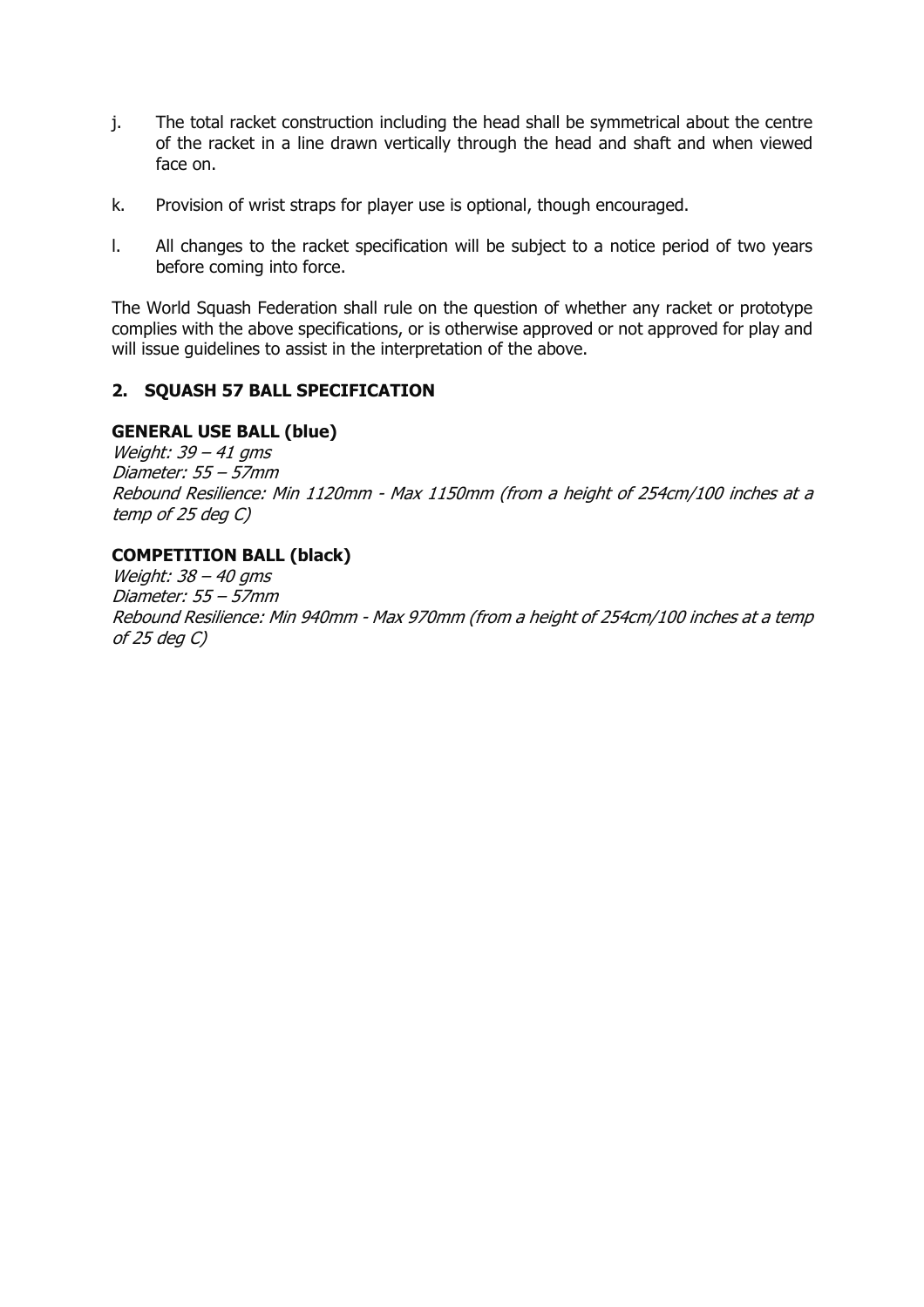j. The total racket construction including the head shall be symmetrical about the centre of the racket in a line drawn vertically through the head and shaft and when viewed face on.

k. Provision of wrist straps for player use is optional, though encouraged.

l. All changes to the racket specification will be subject to a notice period of two years before coming into force.

The World Squash Federation shall rule on the question of whether any racket or prototype complies with the above specifications, or is otherwise approved or not approved for play and will issue guidelines to assist in the interpretation of the above.

## 2. SQUASH 57 BALL SPECIFICATION

**GENERAL USE BALL (blue)**

*Weight: 39 – 41 gms*
*Diameter: 55 – 57mm*
*Rebound Resilience: Min 1120mm - Max 1150mm (from a height of 254cm/100 inches at a temp of 25 deg C)*

**COMPETITION BALL (black)**

*Weight: 38 – 40 gms*
*Diameter: 55 – 57mm*
*Rebound Resilience: Min 940mm - Max 970mm (from a height of 254cm/100 inches at a temp of 25 deg C)*